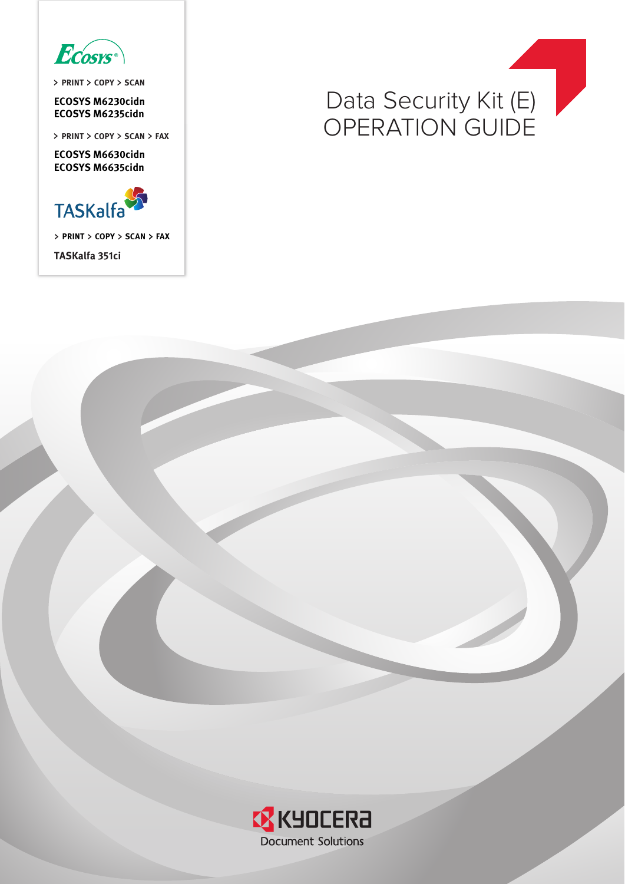ECOSYS

> PRINT > COPY > SCAN

**ECOSYS M6230cidn**
**ECOSYS M6235cidn**

> PRINT > COPY > SCAN > FAX

**ECOSYS M6630cidn**
**ECOSYS M6635cidn**

TASKalfa

> PRINT > COPY > SCAN > FAX

**TASKalfa 351ci**

# Data Security Kit (E)
# OPERATION GUIDE

KYOCERA
Document Solutions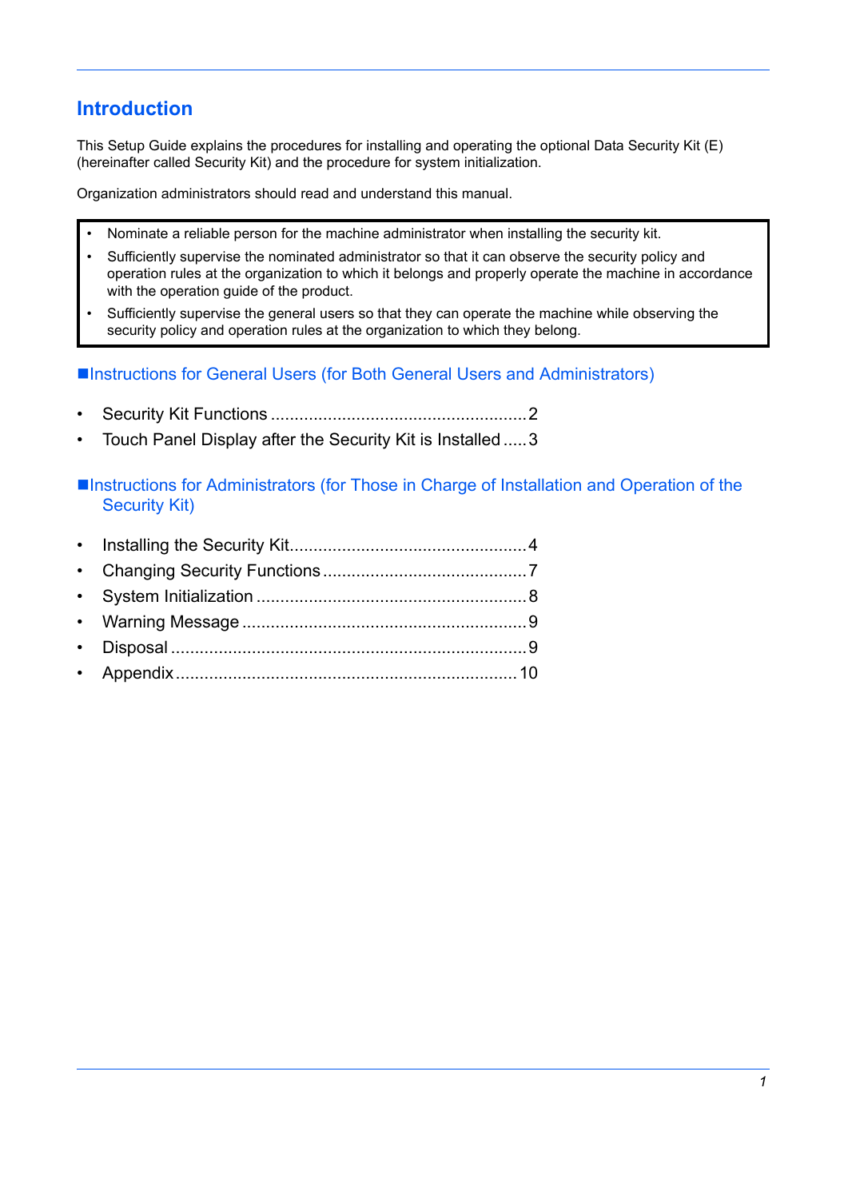# Introduction

This Setup Guide explains the procedures for installing and operating the optional Data Security Kit (E) (hereinafter called Security Kit) and the procedure for system initialization.

Organization administrators should read and understand this manual.

> - Nominate a reliable person for the machine administrator when installing the security kit.
> - Sufficiently supervise the nominated administrator so that it can observe the security policy and operation rules at the organization to which it belongs and properly operate the machine in accordance with the operation guide of the product.
> - Sufficiently supervise the general users so that they can operate the machine while observing the security policy and operation rules at the organization to which they belong.

## ■Instructions for General Users (for Both General Users and Administrators)

- Security Kit Functions ..................................................... 2
- Touch Panel Display after the Security Kit is Installed ..... 3

## ■Instructions for Administrators (for Those in Charge of Installation and Operation of the Security Kit)

- Installing the Security Kit................................................. 4
- Changing Security Functions ........................................... 7
- System Initialization ........................................................ 8
- Warning Message ........................................................... 9
- Disposal .......................................................................... 9
- Appendix ....................................................................... 10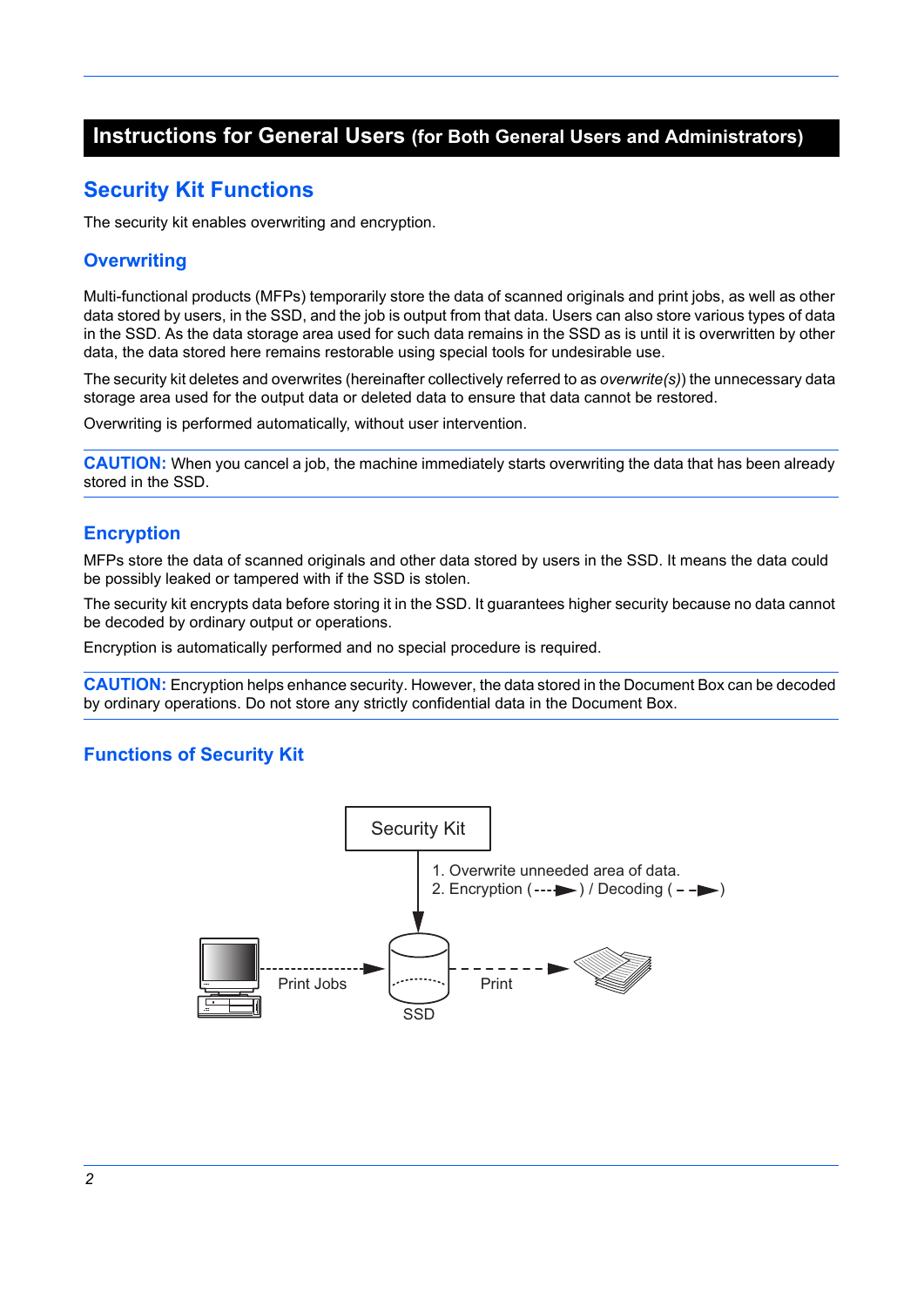# Instructions for General Users (for Both General Users and Administrators)

## Security Kit Functions

The security kit enables overwriting and encryption.

### Overwriting

Multi-functional products (MFPs) temporarily store the data of scanned originals and print jobs, as well as other data stored by users, in the SSD, and the job is output from that data. Users can also store various types of data in the SSD. As the data storage area used for such data remains in the SSD as is until it is overwritten by other data, the data stored here remains restorable using special tools for undesirable use.

The security kit deletes and overwrites (hereinafter collectively referred to as *overwrite(s)*) the unnecessary data storage area used for the output data or deleted data to ensure that data cannot be restored.

Overwriting is performed automatically, without user intervention.

**CAUTION:** When you cancel a job, the machine immediately starts overwriting the data that has been already stored in the SSD.

### Encryption

MFPs store the data of scanned originals and other data stored by users in the SSD. It means the data could be possibly leaked or tampered with if the SSD is stolen.

The security kit encrypts data before storing it in the SSD. It guarantees higher security because no data cannot be decoded by ordinary output or operations.

Encryption is automatically performed and no special procedure is required.

**CAUTION:** Encryption helps enhance security. However, the data stored in the Document Box can be decoded by ordinary operations. Do not store any strictly confidential data in the Document Box.

### Functions of Security Kit

Security Kit

1. Overwrite unneeded area of data.
2. Encryption (---►) / Decoding ( – –►)

Print Jobs — SSD — Print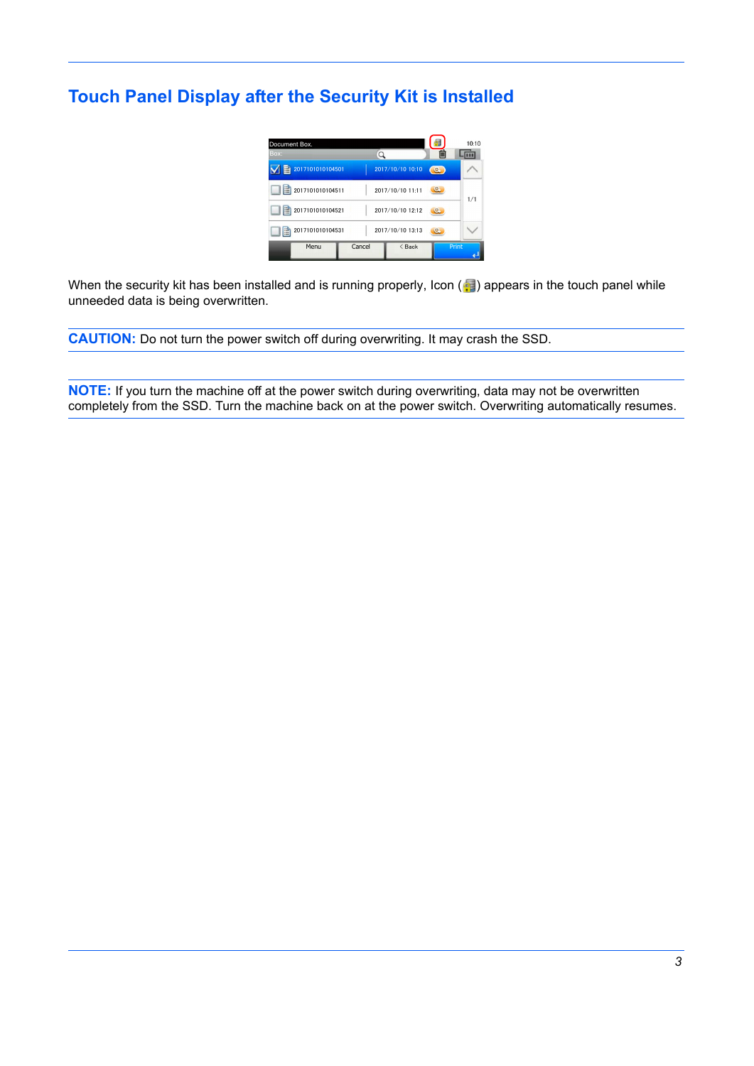## Touch Panel Display after the Security Kit is Installed

When the security kit has been installed and is running properly, Icon ( ) appears in the touch panel while unneeded data is being overwritten.

**CAUTION:** Do not turn the power switch off during overwriting. It may crash the SSD.

**NOTE:** If you turn the machine off at the power switch during overwriting, data may not be overwritten completely from the SSD. Turn the machine back on at the power switch. Overwriting automatically resumes.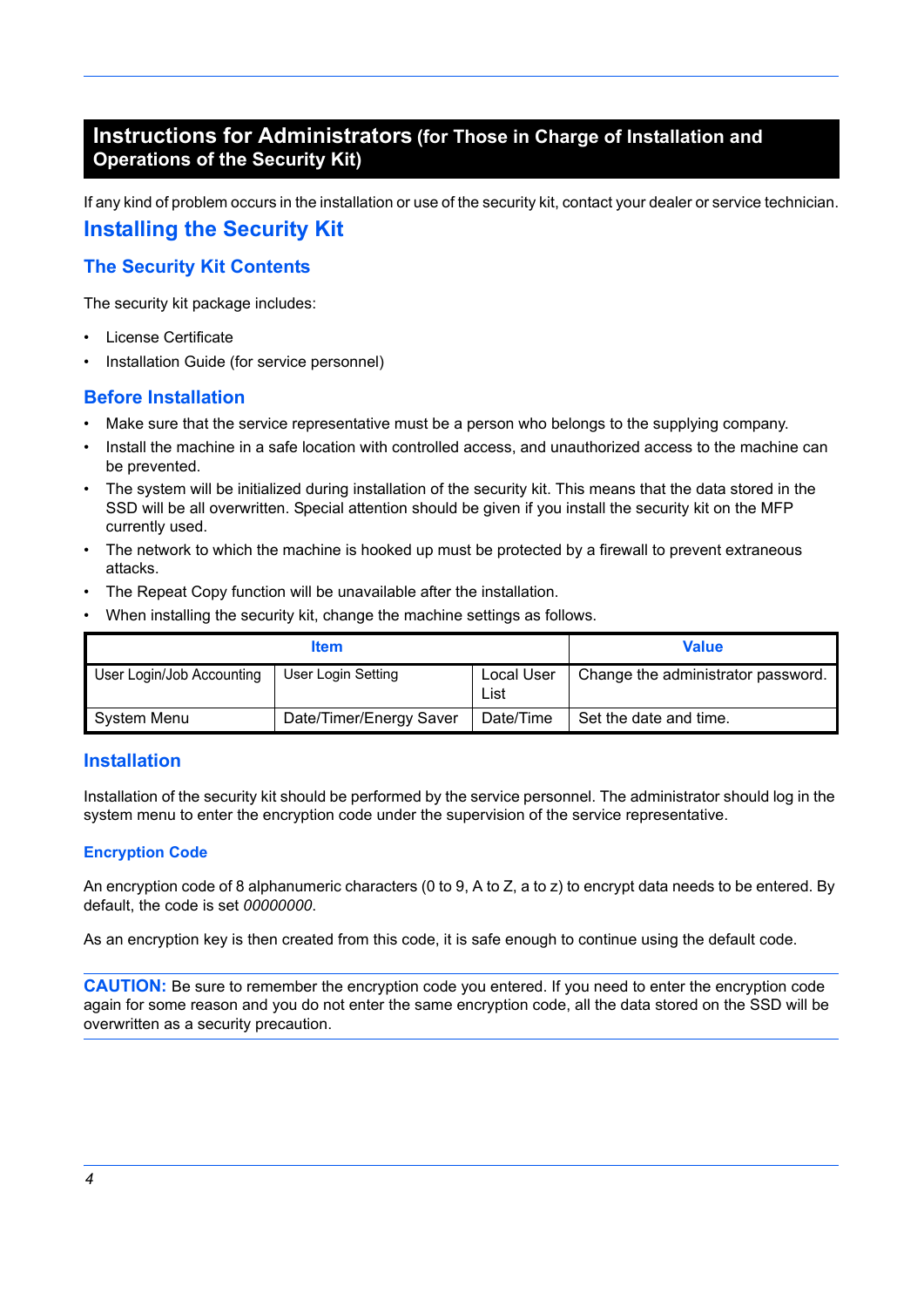# Instructions for Administrators (for Those in Charge of Installation and Operations of the Security Kit)

If any kind of problem occurs in the installation or use of the security kit, contact your dealer or service technician.

## Installing the Security Kit

### The Security Kit Contents

The security kit package includes:

- License Certificate
- Installation Guide (for service personnel)

### Before Installation

- Make sure that the service representative must be a person who belongs to the supplying company.
- Install the machine in a safe location with controlled access, and unauthorized access to the machine can be prevented.
- The system will be initialized during installation of the security kit. This means that the data stored in the SSD will be all overwritten. Special attention should be given if you install the security kit on the MFP currently used.
- The network to which the machine is hooked up must be protected by a firewall to prevent extraneous attacks.
- The Repeat Copy function will be unavailable after the installation.
- When installing the security kit, change the machine settings as follows.

| Item | | | Value |
|---|---|---|---|
| User Login/Job Accounting | User Login Setting | Local User List | Change the administrator password. |
| System Menu | Date/Timer/Energy Saver | Date/Time | Set the date and time. |

### Installation

Installation of the security kit should be performed by the service personnel. The administrator should log in the system menu to enter the encryption code under the supervision of the service representative.

#### Encryption Code

An encryption code of 8 alphanumeric characters (0 to 9, A to Z, a to z) to encrypt data needs to be entered. By default, the code is set *00000000*.

As an encryption key is then created from this code, it is safe enough to continue using the default code.

**CAUTION:** Be sure to remember the encryption code you entered. If you need to enter the encryption code again for some reason and you do not enter the same encryption code, all the data stored on the SSD will be overwritten as a security precaution.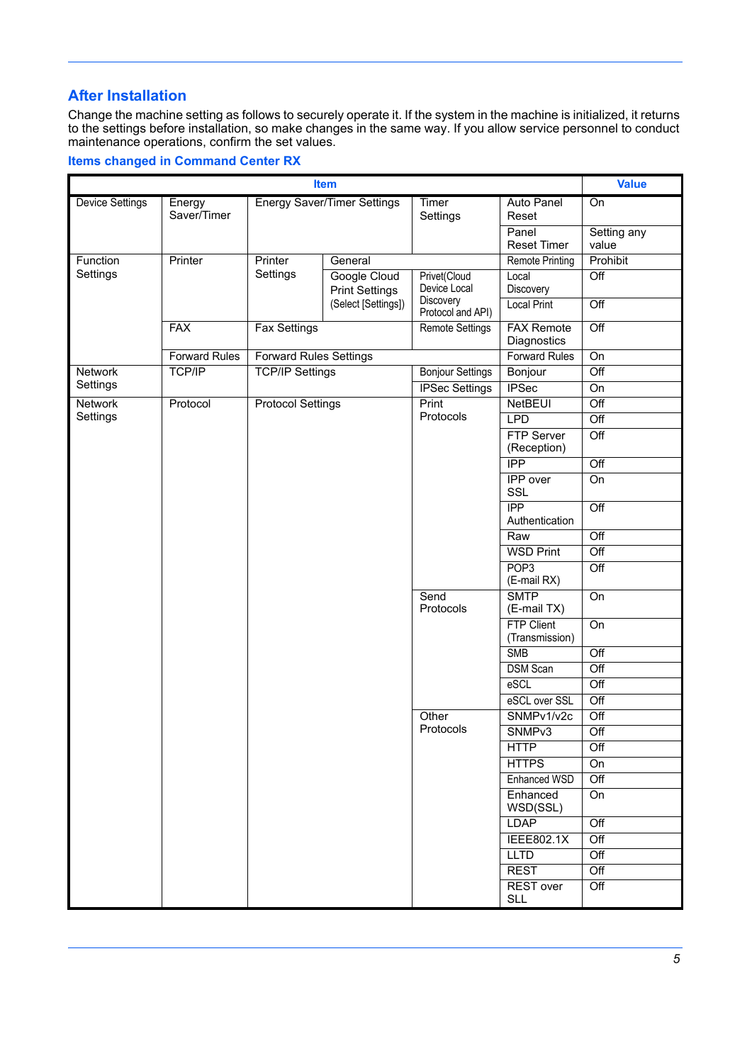## After Installation

Change the machine setting as follows to securely operate it. If the system in the machine is initialized, it returns to the settings before installation, so make changes in the same way. If you allow service personnel to conduct maintenance operations, confirm the set values.

### Items changed in Command Center RX

| Item | | | | | | Value |
|---|---|---|---|---|---|---|
| Device Settings | Energy Saver/Timer | Energy Saver/Timer Settings | | Timer Settings | Auto Panel Reset | On |
| | | | | | Panel Reset Timer | Setting any value |
| Function Settings | Printer | Printer Settings | General | | Remote Printing | Prohibit |
| | | | Google Cloud Print Settings (Select [Settings]) | Privet(Cloud Device Local Discovery Protocol and API) | Local Discovery | Off |
| | | | | | Local Print | Off |
| | FAX | Fax Settings | | Remote Settings | FAX Remote Diagnostics | Off |
| | Forward Rules | Forward Rules Settings | | | Forward Rules | On |
| Network Settings | TCP/IP | TCP/IP Settings | | Bonjour Settings | Bonjour | Off |
| | | | | IPSec Settings | IPSec | On |
| Network Settings | Protocol | Protocol Settings | | Print Protocols | NetBEUI | Off |
| | | | | | LPD | Off |
| | | | | | FTP Server (Reception) | Off |
| | | | | | IPP | Off |
| | | | | | IPP over SSL | On |
| | | | | | IPP Authentication | Off |
| | | | | | Raw | Off |
| | | | | | WSD Print | Off |
| | | | | | POP3 (E-mail RX) | Off |
| | | | | Send Protocols | SMTP (E-mail TX) | On |
| | | | | | FTP Client (Transmission) | On |
| | | | | | SMB | Off |
| | | | | | DSM Scan | Off |
| | | | | | eSCL | Off |
| | | | | | eSCL over SSL | Off |
| | | | | Other Protocols | SNMPv1/v2c | Off |
| | | | | | SNMPv3 | Off |
| | | | | | HTTP | Off |
| | | | | | HTTPS | On |
| | | | | | Enhanced WSD | Off |
| | | | | | Enhanced WSD(SSL) | On |
| | | | | | LDAP | Off |
| | | | | | IEEE802.1X | Off |
| | | | | | LLTD | Off |
| | | | | | REST | Off |
| | | | | | REST over SLL | Off |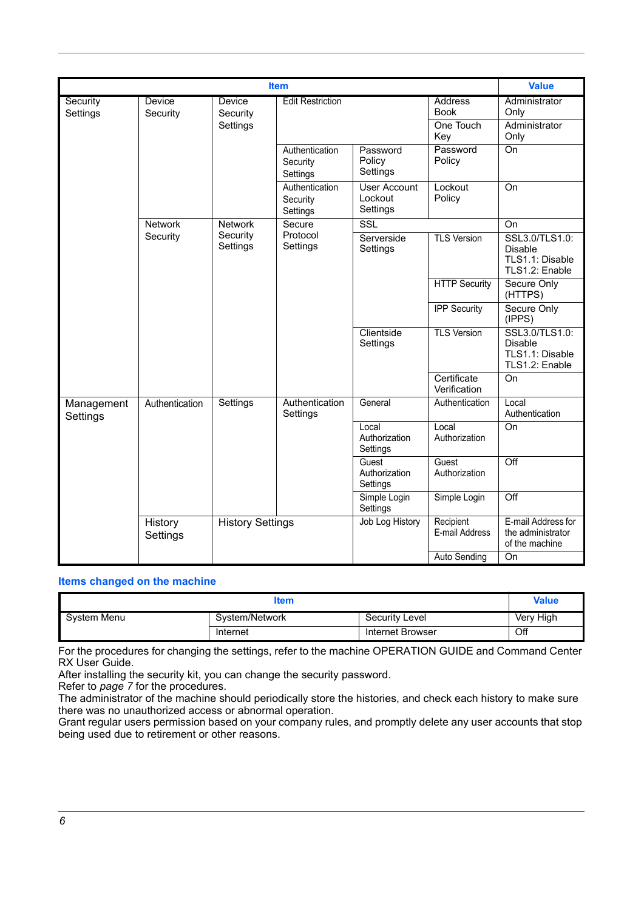| Item | | | | | | Value |
|---|---|---|---|---|---|---|
| Security Settings | Device Security | Device Security Settings | Edit Restriction | | Address Book | Administrator Only |
| | | | | | One Touch Key | Administrator Only |
| | | | Authentication Security Settings | Password Policy Settings | Password Policy | On |
| | | | Authentication Security Settings | User Account Lockout Settings | Lockout Policy | On |
| | Network Security | Network Security Settings | Secure Protocol Settings | SSL | | On |
| | | | | Serverside Settings | TLS Version | SSL3.0/TLS1.0: Disable TLS1.1: Disable TLS1.2: Enable |
| | | | | | HTTP Security | Secure Only (HTTPS) |
| | | | | | IPP Security | Secure Only (IPPS) |
| | | | | Clientside Settings | TLS Version | SSL3.0/TLS1.0: Disable TLS1.1: Disable TLS1.2: Enable |
| | | | | | Certificate Verification | On |
| Management Settings | Authentication | Settings | Authentication Settings | General | Authentication | Local Authentication |
| | | | | Local Authorization Settings | Local Authorization | On |
| | | | | Guest Authorization Settings | Guest Authorization | Off |
| | | | | Simple Login Settings | Simple Login | Off |
| | History Settings | History Settings | | Job Log History | Recipient E-mail Address | E-mail Address for the administrator of the machine |
| | | | | | Auto Sending | On |

## Items changed on the machine

| Item | | | Value |
|---|---|---|---|
| System Menu | System/Network | Security Level | Very High |
| | Internet | Internet Browser | Off |

For the procedures for changing the settings, refer to the machine OPERATION GUIDE and Command Center RX User Guide.
After installing the security kit, you can change the security password.
Refer to *page 7* for the procedures.
The administrator of the machine should periodically store the histories, and check each history to make sure there was no unauthorized access or abnormal operation.
Grant regular users permission based on your company rules, and promptly delete any user accounts that stop being used due to retirement or other reasons.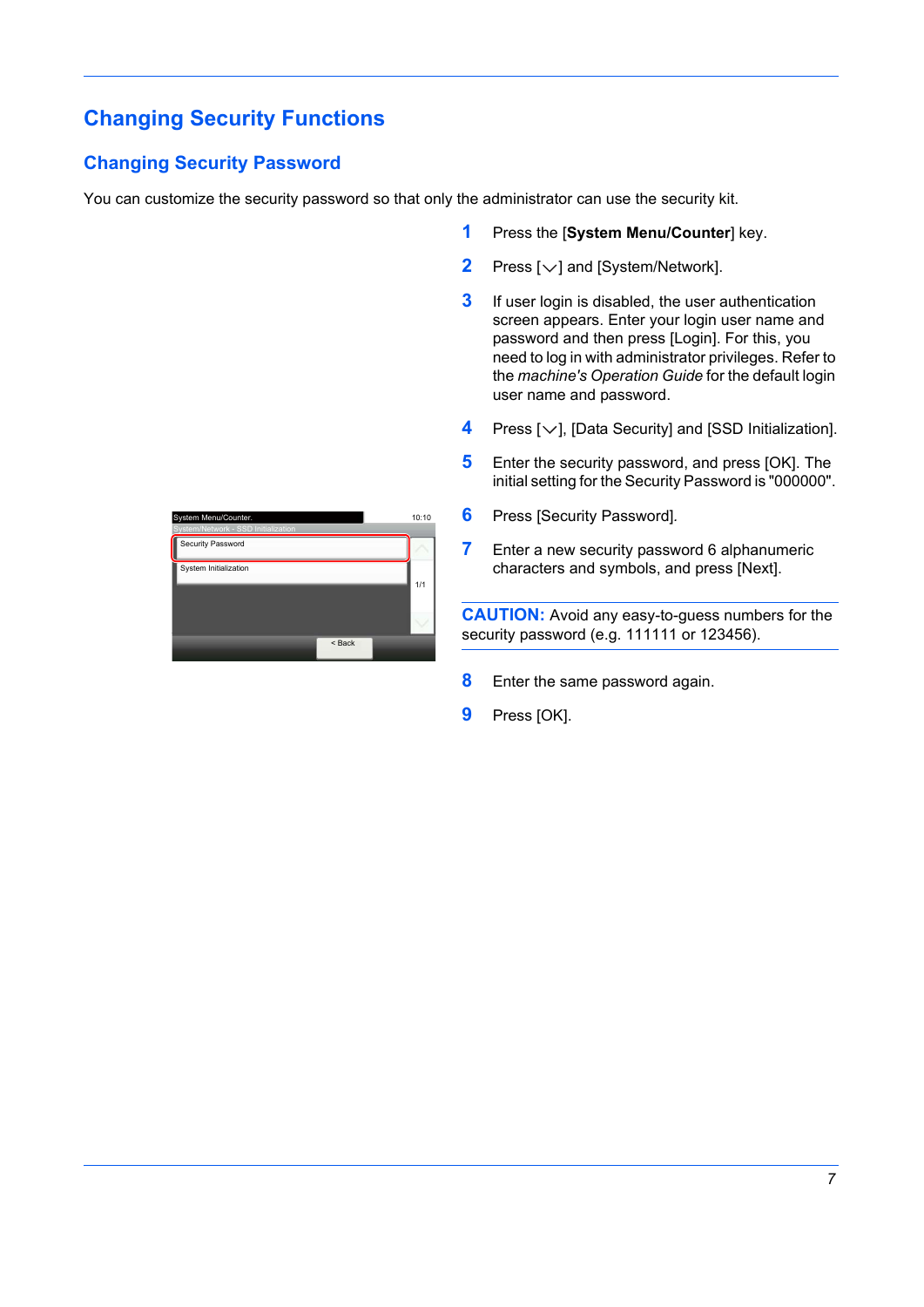# Changing Security Functions

## Changing Security Password

You can customize the security password so that only the administrator can use the security kit.

1. Press the [**System Menu/Counter**] key.
2. Press [﹀] and [System/Network].
3. If user login is disabled, the user authentication screen appears. Enter your login user name and password and then press [Login]. For this, you need to log in with administrator privileges. Refer to the *machine's Operation Guide* for the default login user name and password.
4. Press [﹀], [Data Security] and [SSD Initialization].
5. Enter the security password, and press [OK]. The initial setting for the Security Password is "000000".
6. Press [Security Password].
7. Enter a new security password 6 alphanumeric characters and symbols, and press [Next].

**CAUTION:** Avoid any easy-to-guess numbers for the security password (e.g. 111111 or 123456).

8. Enter the same password again.
9. Press [OK].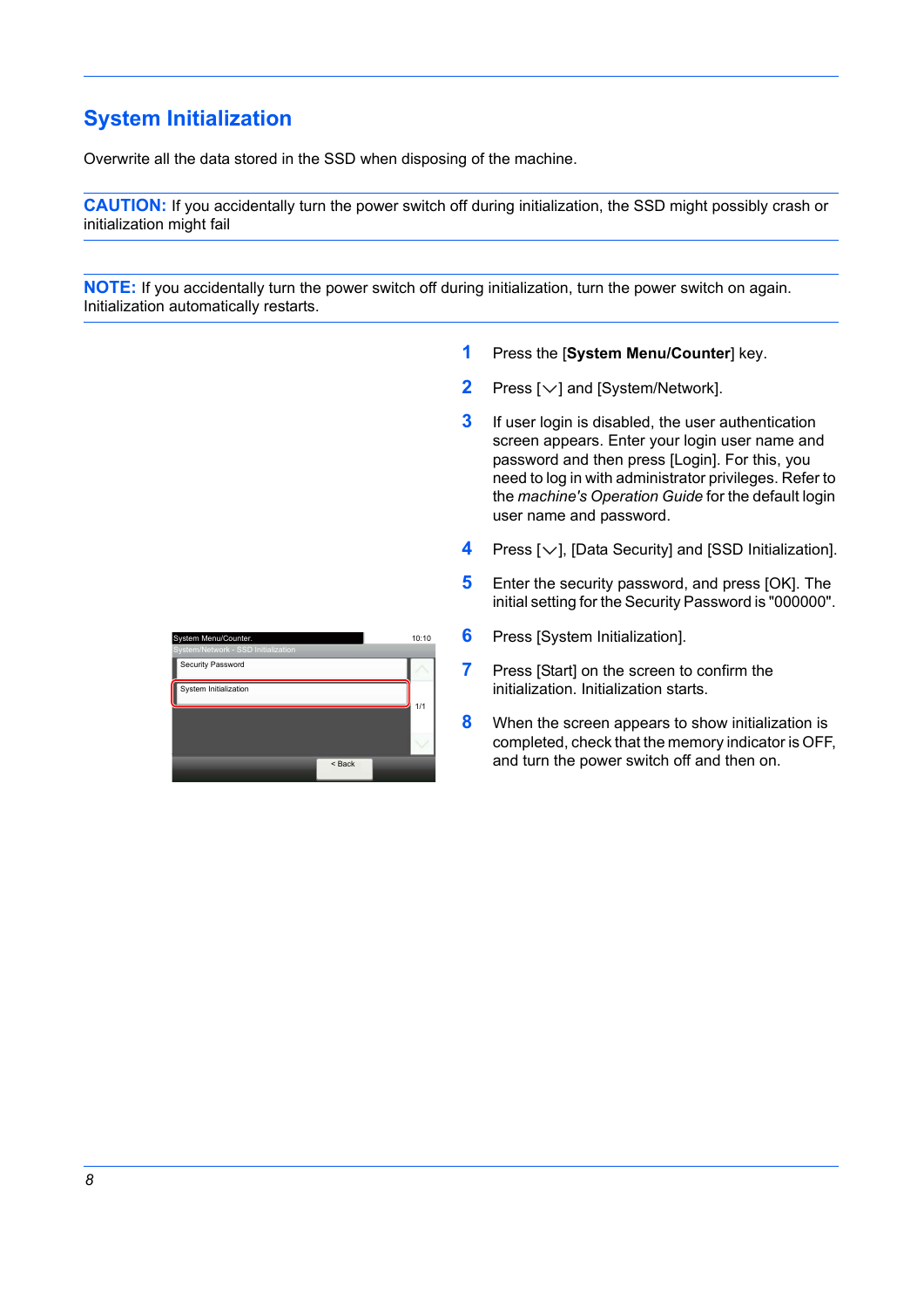# System Initialization

Overwrite all the data stored in the SSD when disposing of the machine.

**CAUTION:** If you accidentally turn the power switch off during initialization, the SSD might possibly crash or initialization might fail

**NOTE:** If you accidentally turn the power switch off during initialization, turn the power switch on again. Initialization automatically restarts.

1. Press the [**System Menu/Counter**] key.
2. Press [﹀] and [System/Network].
3. If user login is disabled, the user authentication screen appears. Enter your login user name and password and then press [Login]. For this, you need to log in with administrator privileges. Refer to the *machine's Operation Guide* for the default login user name and password.
4. Press [﹀], [Data Security] and [SSD Initialization].
5. Enter the security password, and press [OK]. The initial setting for the Security Password is "000000".
6. Press [System Initialization].
7. Press [Start] on the screen to confirm the initialization. Initialization starts.
8. When the screen appears to show initialization is completed, check that the memory indicator is OFF, and turn the power switch off and then on.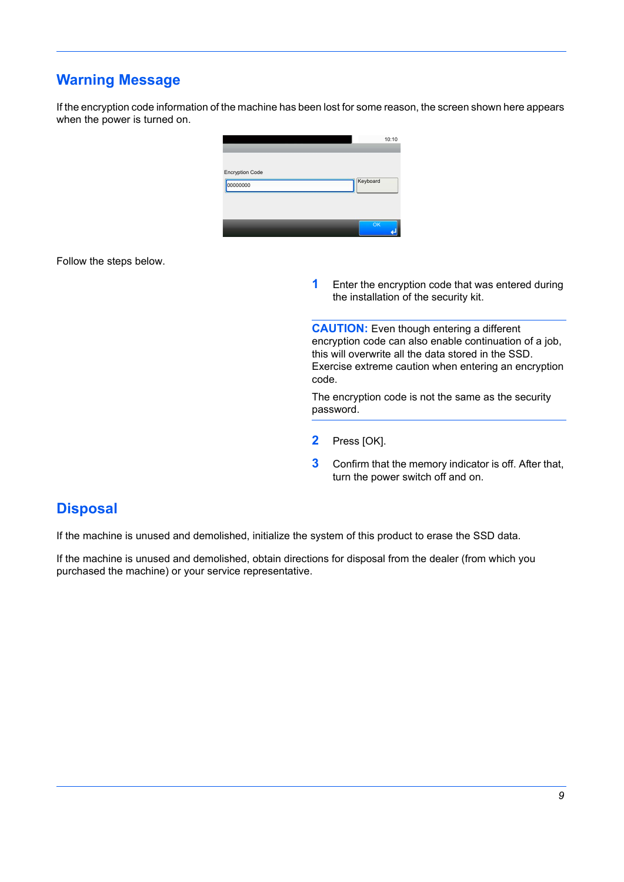## Warning Message

If the encryption code information of the machine has been lost for some reason, the screen shown here appears when the power is turned on.

Follow the steps below.

1. Enter the encryption code that was entered during the installation of the security kit.

**CAUTION:** Even though entering a different encryption code can also enable continuation of a job, this will overwrite all the data stored in the SSD. Exercise extreme caution when entering an encryption code.

The encryption code is not the same as the security password.

2. Press [OK].
3. Confirm that the memory indicator is off. After that, turn the power switch off and on.

## Disposal

If the machine is unused and demolished, initialize the system of this product to erase the SSD data.

If the machine is unused and demolished, obtain directions for disposal from the dealer (from which you purchased the machine) or your service representative.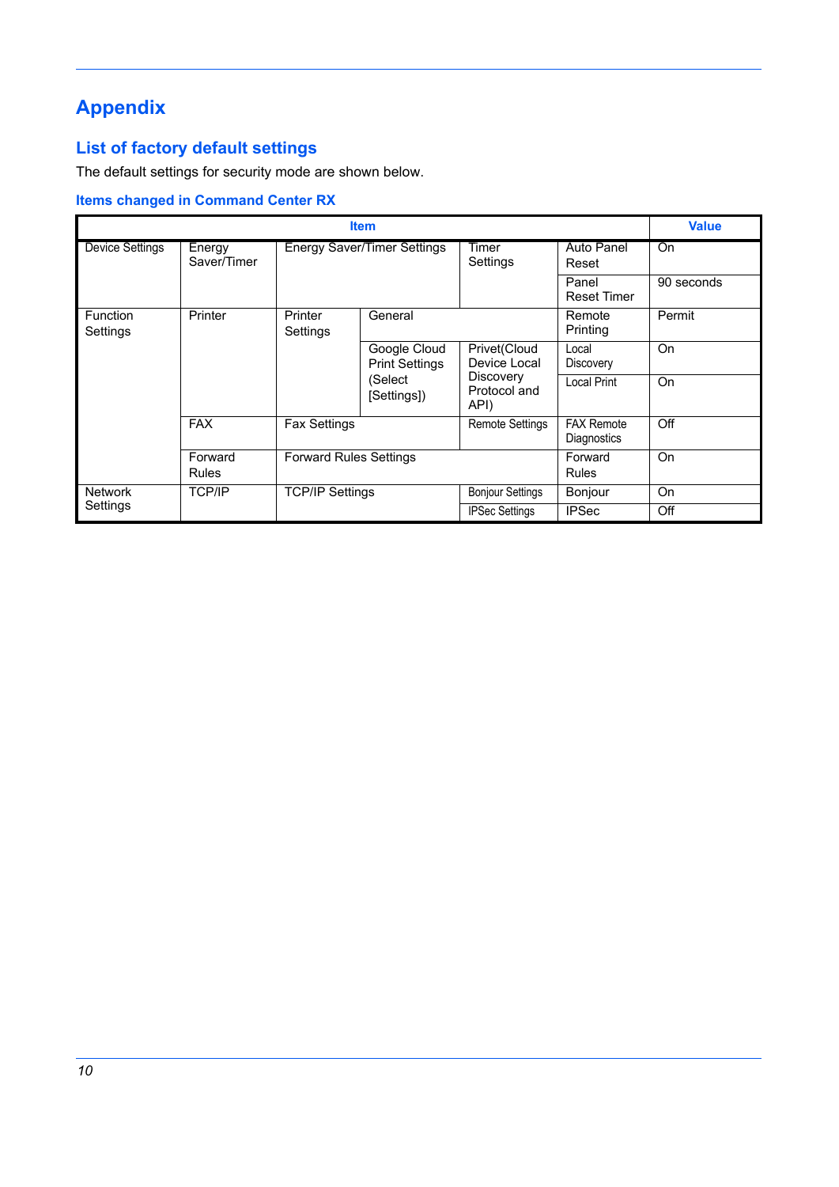# Appendix

## List of factory default settings

The default settings for security mode are shown below.

### Items changed in Command Center RX

| Item | | | | | | Value |
|---|---|---|---|---|---|---|
| Device Settings | Energy Saver/Timer | Energy Saver/Timer Settings | | Timer Settings | Auto Panel Reset | On |
| | | | | | Panel Reset Timer | 90 seconds |
| Function Settings | Printer | Printer Settings | General | | Remote Printing | Permit |
| | | | Google Cloud Print Settings (Select [Settings]) | Privet(Cloud Device Local Discovery Protocol and API) | Local Discovery | On |
| | | | | | Local Print | On |
| | FAX | Fax Settings | | Remote Settings | FAX Remote Diagnostics | Off |
| | Forward Rules | Forward Rules Settings | | | Forward Rules | On |
| Network Settings | TCP/IP | TCP/IP Settings | | Bonjour Settings | Bonjour | On |
| | | | | IPSec Settings | IPSec | Off |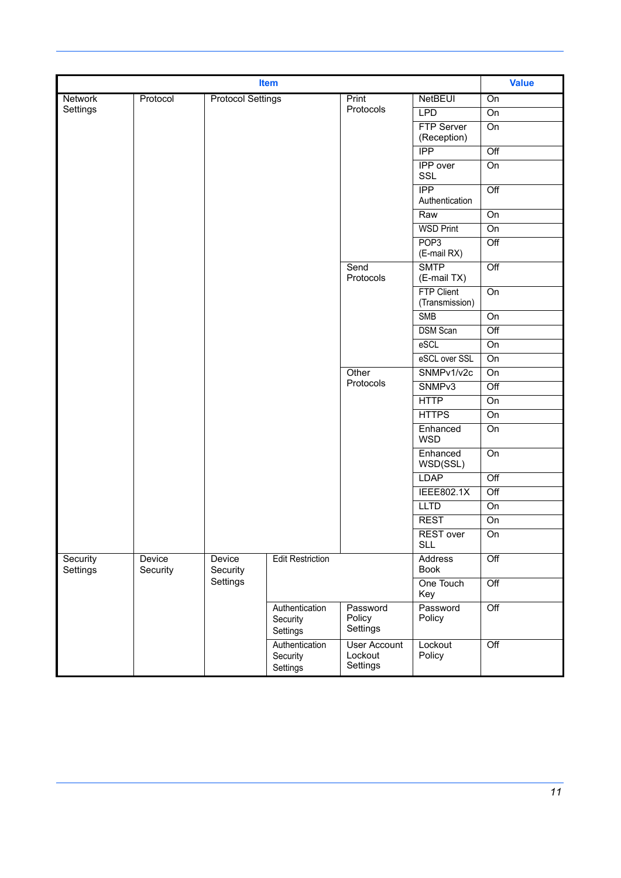| Item | | | | | | Value |
|---|---|---|---|---|---|---|
| Network Settings | Protocol | Protocol Settings | | Print Protocols | NetBEUI | On |
| | | | | | LPD | On |
| | | | | | FTP Server (Reception) | On |
| | | | | | IPP | Off |
| | | | | | IPP over SSL | On |
| | | | | | IPP Authentication | Off |
| | | | | | Raw | On |
| | | | | | WSD Print | On |
| | | | | | POP3 (E-mail RX) | Off |
| | | | | Send Protocols | SMTP (E-mail TX) | Off |
| | | | | | FTP Client (Transmission) | On |
| | | | | | SMB | On |
| | | | | | DSM Scan | Off |
| | | | | | eSCL | On |
| | | | | | eSCL over SSL | On |
| | | | | Other Protocols | SNMPv1/v2c | On |
| | | | | | SNMPv3 | Off |
| | | | | | HTTP | On |
| | | | | | HTTPS | On |
| | | | | | Enhanced WSD | On |
| | | | | | Enhanced WSD(SSL) | On |
| | | | | | LDAP | Off |
| | | | | | IEEE802.1X | Off |
| | | | | | LLTD | On |
| | | | | | REST | On |
| | | | | | REST over SLL | On |
| Security Settings | Device Security | Device Security Settings | Edit Restriction | | Address Book | Off |
| | | | | | One Touch Key | Off |
| | | | Authentication Security Settings | Password Policy Settings | Password Policy | Off |
| | | | Authentication Security Settings | User Account Lockout Settings | Lockout Policy | Off |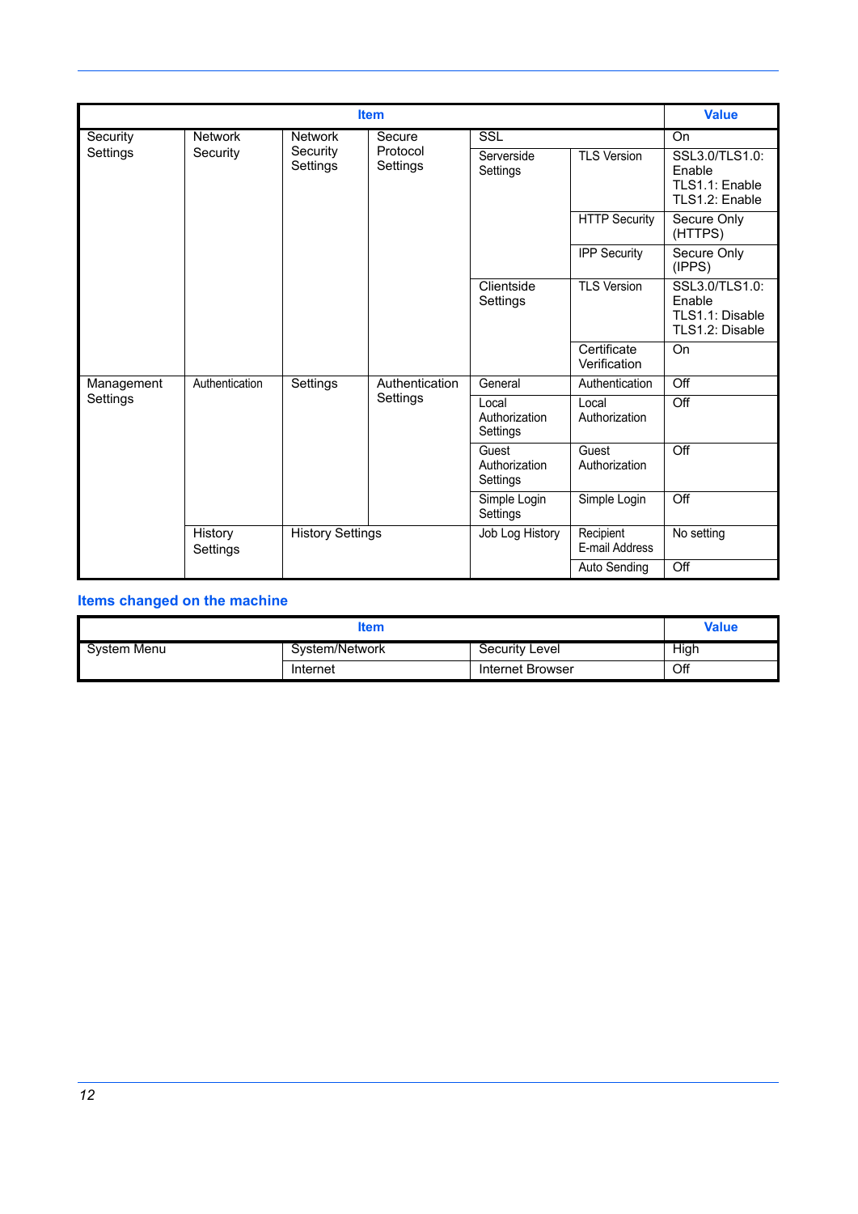| Item | | | | | | Value |
|---|---|---|---|---|---|---|
| Security Settings | Network Security | Network Security Settings | Secure Protocol Settings | SSL | | On |
| | | | | Serverside Settings | TLS Version | SSL3.0/TLS1.0: Enable TLS1.1: Enable TLS1.2: Enable |
| | | | | | HTTP Security | Secure Only (HTTPS) |
| | | | | | IPP Security | Secure Only (IPPS) |
| | | | | Clientside Settings | TLS Version | SSL3.0/TLS1.0: Enable TLS1.1: Disable TLS1.2: Disable |
| | | | | | Certificate Verification | On |
| Management Settings | Authentication | Settings | Authentication Settings | General | Authentication | Off |
| | | | | Local Authorization Settings | Local Authorization | Off |
| | | | | Guest Authorization Settings | Guest Authorization | Off |
| | | | | Simple Login Settings | Simple Login | Off |
| | History Settings | History Settings | | Job Log History | Recipient E-mail Address | No setting |
| | | | | | Auto Sending | Off |

## Items changed on the machine

| Item | | | Value |
|---|---|---|---|
| System Menu | System/Network | Security Level | High |
| | Internet | Internet Browser | Off |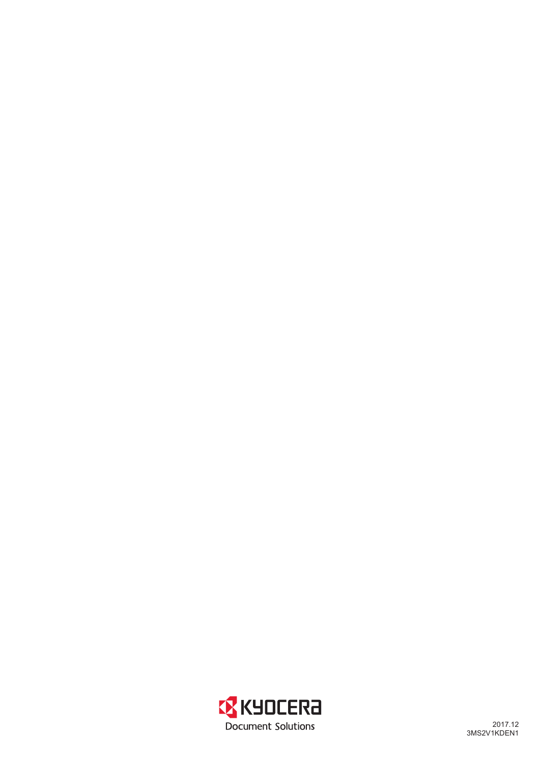KYOCERA

Document Solutions

2017.12

3MS2V1KDEN1